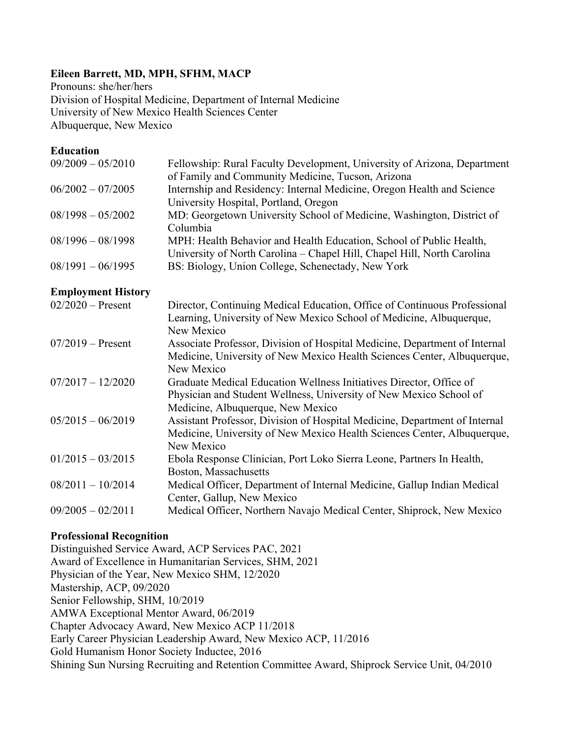**Eileen Barrett, MD, MPH, SFHM, MACP**

Pronouns: she/her/hers

Division of Hospital Medicine, Department of Internal Medicine

University of New Mexico Health Sciences Center

Albuquerque, New Mexico

## Education

| | |
|---|---|
| 09/2009 – 05/2010 | Fellowship: Rural Faculty Development, University of Arizona, Department of Family and Community Medicine, Tucson, Arizona |
| 06/2002 – 07/2005 | Internship and Residency: Internal Medicine, Oregon Health and Science University Hospital, Portland, Oregon |
| 08/1998 – 05/2002 | MD: Georgetown University School of Medicine, Washington, District of Columbia |
| 08/1996 – 08/1998 | MPH: Health Behavior and Health Education, School of Public Health, University of North Carolina – Chapel Hill, Chapel Hill, North Carolina |
| 08/1991 – 06/1995 | BS: Biology, Union College, Schenectady, New York |

## Employment History

| | |
|---|---|
| 02/2020 – Present | Director, Continuing Medical Education, Office of Continuous Professional Learning, University of New Mexico School of Medicine, Albuquerque, New Mexico |
| 07/2019 – Present | Associate Professor, Division of Hospital Medicine, Department of Internal Medicine, University of New Mexico Health Sciences Center, Albuquerque, New Mexico |
| 07/2017 – 12/2020 | Graduate Medical Education Wellness Initiatives Director, Office of Physician and Student Wellness, University of New Mexico School of Medicine, Albuquerque, New Mexico |
| 05/2015 – 06/2019 | Assistant Professor, Division of Hospital Medicine, Department of Internal Medicine, University of New Mexico Health Sciences Center, Albuquerque, New Mexico |
| 01/2015 – 03/2015 | Ebola Response Clinician, Port Loko Sierra Leone, Partners In Health, Boston, Massachusetts |
| 08/2011 – 10/2014 | Medical Officer, Department of Internal Medicine, Gallup Indian Medical Center, Gallup, New Mexico |
| 09/2005 – 02/2011 | Medical Officer, Northern Navajo Medical Center, Shiprock, New Mexico |

## Professional Recognition

Distinguished Service Award, ACP Services PAC, 2021

Award of Excellence in Humanitarian Services, SHM, 2021

Physician of the Year, New Mexico SHM, 12/2020

Mastership, ACP, 09/2020

Senior Fellowship, SHM, 10/2019

AMWA Exceptional Mentor Award, 06/2019

Chapter Advocacy Award, New Mexico ACP 11/2018

Early Career Physician Leadership Award, New Mexico ACP, 11/2016

Gold Humanism Honor Society Inductee, 2016

Shining Sun Nursing Recruiting and Retention Committee Award, Shiprock Service Unit, 04/2010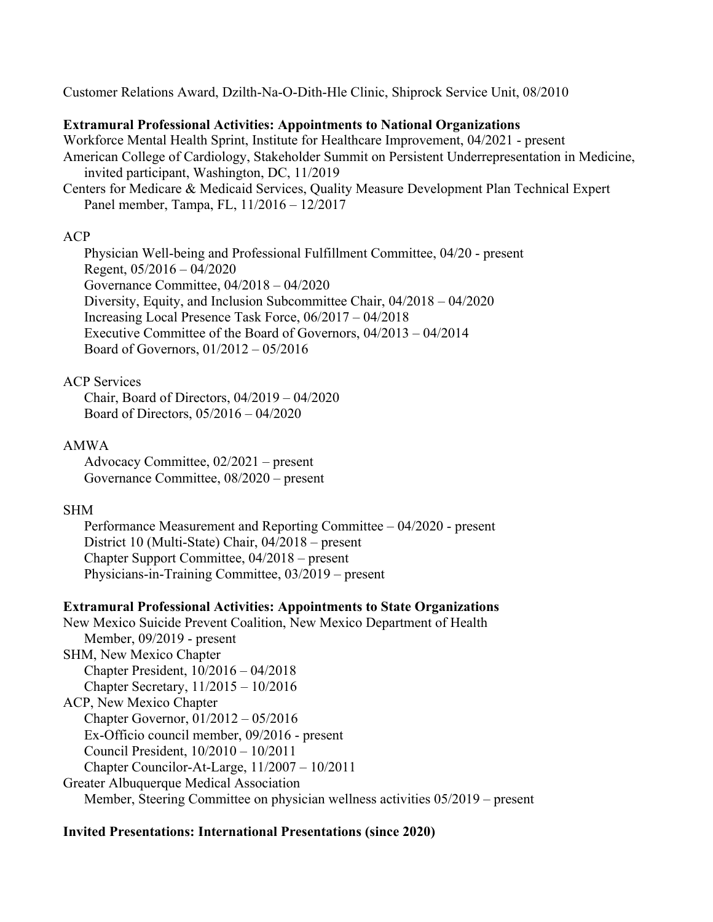Customer Relations Award, Dzilth-Na-O-Dith-Hle Clinic, Shiprock Service Unit, 08/2010

**Extramural Professional Activities: Appointments to National Organizations**

Workforce Mental Health Sprint, Institute for Healthcare Improvement, 04/2021 - present

American College of Cardiology, Stakeholder Summit on Persistent Underrepresentation in Medicine, invited participant, Washington, DC, 11/2019

Centers for Medicare & Medicaid Services, Quality Measure Development Plan Technical Expert Panel member, Tampa, FL, 11/2016 – 12/2017

ACP

- Physician Well-being and Professional Fulfillment Committee, 04/20 - present
- Regent, 05/2016 – 04/2020
- Governance Committee, 04/2018 – 04/2020
- Diversity, Equity, and Inclusion Subcommittee Chair, 04/2018 – 04/2020
- Increasing Local Presence Task Force, 06/2017 – 04/2018
- Executive Committee of the Board of Governors, 04/2013 – 04/2014
- Board of Governors, 01/2012 – 05/2016

ACP Services

- Chair, Board of Directors, 04/2019 – 04/2020
- Board of Directors, 05/2016 – 04/2020

AMWA

- Advocacy Committee, 02/2021 – present
- Governance Committee, 08/2020 – present

SHM

- Performance Measurement and Reporting Committee – 04/2020 - present
- District 10 (Multi-State) Chair, 04/2018 – present
- Chapter Support Committee, 04/2018 – present
- Physicians-in-Training Committee, 03/2019 – present

**Extramural Professional Activities: Appointments to State Organizations**

New Mexico Suicide Prevent Coalition, New Mexico Department of Health

- Member, 09/2019 - present

SHM, New Mexico Chapter

- Chapter President, 10/2016 – 04/2018
- Chapter Secretary, 11/2015 – 10/2016

ACP, New Mexico Chapter

- Chapter Governor, 01/2012 – 05/2016
- Ex-Officio council member, 09/2016 - present
- Council President, 10/2010 – 10/2011
- Chapter Councilor-At-Large, 11/2007 – 10/2011

Greater Albuquerque Medical Association

- Member, Steering Committee on physician wellness activities 05/2019 – present

**Invited Presentations: International Presentations (since 2020)**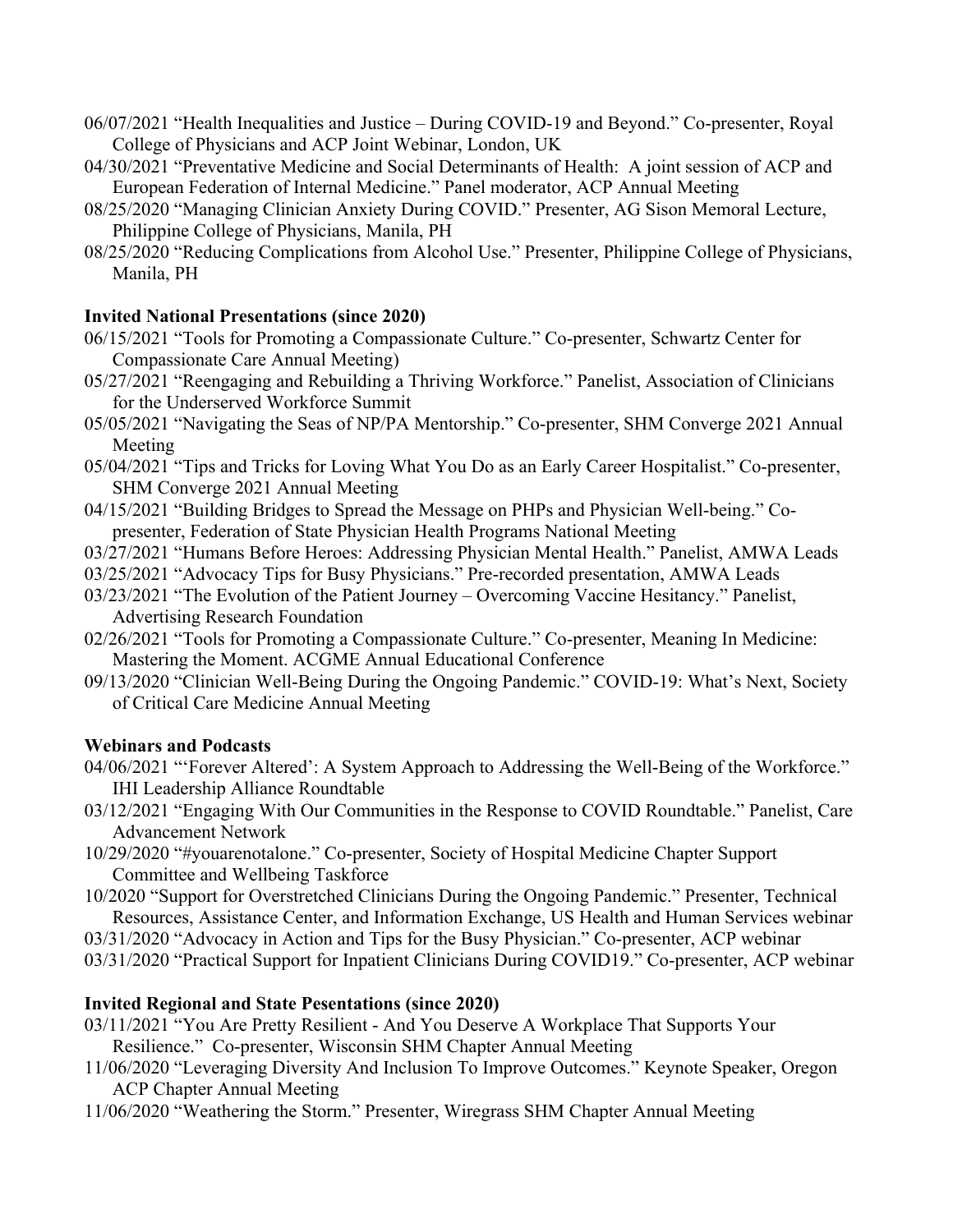06/07/2021 "Health Inequalities and Justice – During COVID-19 and Beyond." Co-presenter, Royal College of Physicians and ACP Joint Webinar, London, UK

04/30/2021 "Preventative Medicine and Social Determinants of Health: A joint session of ACP and European Federation of Internal Medicine." Panel moderator, ACP Annual Meeting

08/25/2020 "Managing Clinician Anxiety During COVID." Presenter, AG Sison Memoral Lecture, Philippine College of Physicians, Manila, PH

08/25/2020 "Reducing Complications from Alcohol Use." Presenter, Philippine College of Physicians, Manila, PH

**Invited National Presentations (since 2020)**

06/15/2021 "Tools for Promoting a Compassionate Culture." Co-presenter, Schwartz Center for Compassionate Care Annual Meeting)

05/27/2021 "Reengaging and Rebuilding a Thriving Workforce." Panelist, Association of Clinicians for the Underserved Workforce Summit

05/05/2021 "Navigating the Seas of NP/PA Mentorship." Co-presenter, SHM Converge 2021 Annual Meeting

05/04/2021 "Tips and Tricks for Loving What You Do as an Early Career Hospitalist." Co-presenter, SHM Converge 2021 Annual Meeting

04/15/2021 "Building Bridges to Spread the Message on PHPs and Physician Well-being." Co-presenter, Federation of State Physician Health Programs National Meeting

03/27/2021 "Humans Before Heroes: Addressing Physician Mental Health." Panelist, AMWA Leads

03/25/2021 "Advocacy Tips for Busy Physicians." Pre-recorded presentation, AMWA Leads

03/23/2021 "The Evolution of the Patient Journey – Overcoming Vaccine Hesitancy." Panelist, Advertising Research Foundation

02/26/2021 "Tools for Promoting a Compassionate Culture." Co-presenter, Meaning In Medicine: Mastering the Moment. ACGME Annual Educational Conference

09/13/2020 "Clinician Well-Being During the Ongoing Pandemic." COVID-19: What's Next, Society of Critical Care Medicine Annual Meeting

**Webinars and Podcasts**

04/06/2021 "'Forever Altered': A System Approach to Addressing the Well-Being of the Workforce." IHI Leadership Alliance Roundtable

03/12/2021 "Engaging With Our Communities in the Response to COVID Roundtable." Panelist, Care Advancement Network

10/29/2020 "#youarenotalone." Co-presenter, Society of Hospital Medicine Chapter Support Committee and Wellbeing Taskforce

10/2020 "Support for Overstretched Clinicians During the Ongoing Pandemic." Presenter, Technical Resources, Assistance Center, and Information Exchange, US Health and Human Services webinar

03/31/2020 "Advocacy in Action and Tips for the Busy Physician." Co-presenter, ACP webinar

03/31/2020 "Practical Support for Inpatient Clinicians During COVID19." Co-presenter, ACP webinar

**Invited Regional and State Pesentations (since 2020)**

03/11/2021 "You Are Pretty Resilient - And You Deserve A Workplace That Supports Your Resilience." Co-presenter, Wisconsin SHM Chapter Annual Meeting

11/06/2020 "Leveraging Diversity And Inclusion To Improve Outcomes." Keynote Speaker, Oregon ACP Chapter Annual Meeting

11/06/2020 "Weathering the Storm." Presenter, Wiregrass SHM Chapter Annual Meeting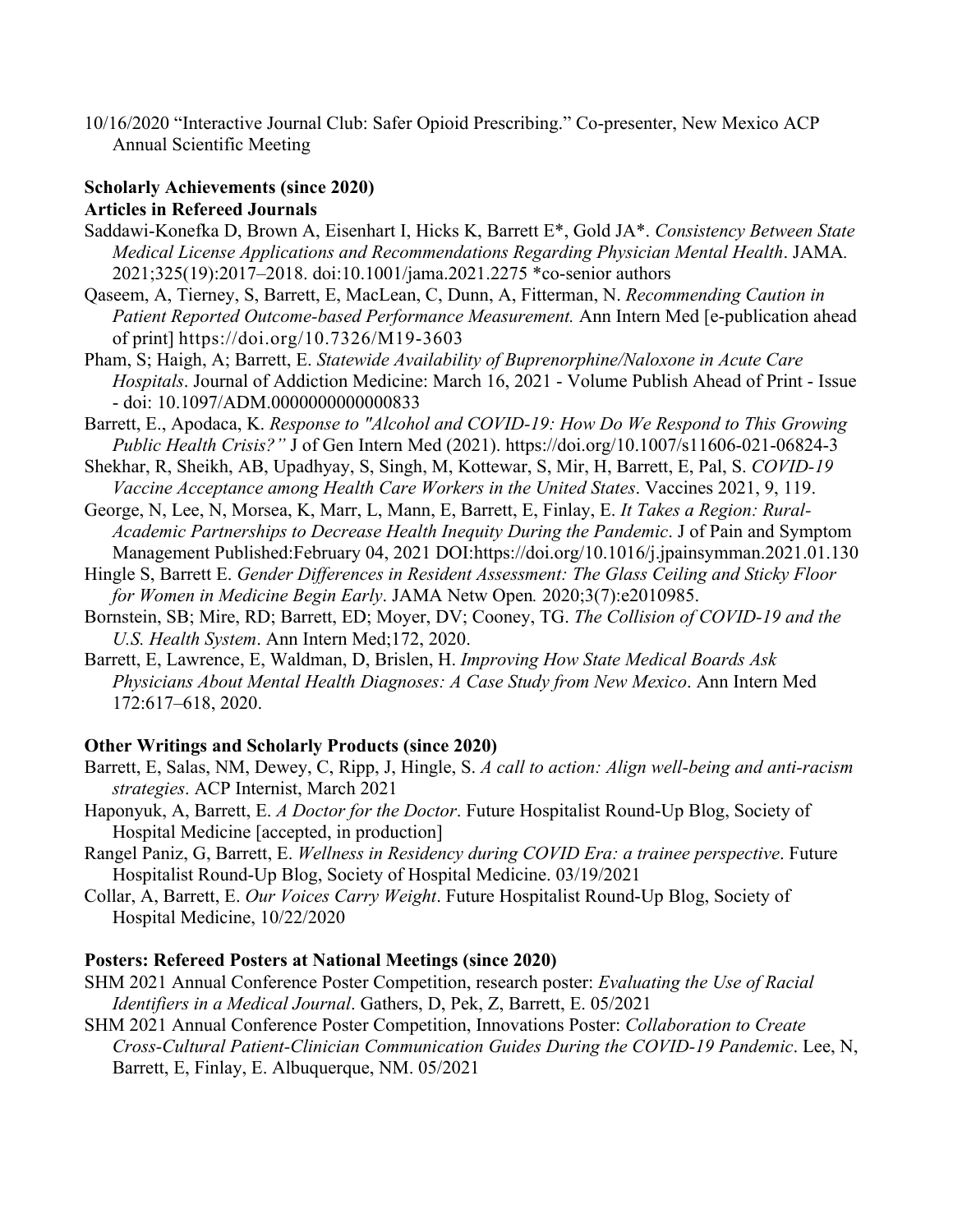10/16/2020 "Interactive Journal Club: Safer Opioid Prescribing." Co-presenter, New Mexico ACP Annual Scientific Meeting

**Scholarly Achievements (since 2020)**

**Articles in Refereed Journals**

Saddawi-Konefka D, Brown A, Eisenhart I, Hicks K, Barrett E*, Gold JA*. *Consistency Between State Medical License Applications and Recommendations Regarding Physician Mental Health*. JAMA. 2021;325(19):2017–2018. doi:10.1001/jama.2021.2275 *co-senior authors

Qaseem, A, Tierney, S, Barrett, E, MacLean, C, Dunn, A, Fitterman, N. *Recommending Caution in Patient Reported Outcome-based Performance Measurement.* Ann Intern Med [e-publication ahead of print] https://doi.org/10.7326/M19-3603

Pham, S; Haigh, A; Barrett, E. *Statewide Availability of Buprenorphine/Naloxone in Acute Care Hospitals*. Journal of Addiction Medicine: March 16, 2021 - Volume Publish Ahead of Print - Issue - doi: 10.1097/ADM.0000000000000833

Barrett, E., Apodaca, K. *Response to "Alcohol and COVID-19: How Do We Respond to This Growing Public Health Crisis?"* J of Gen Intern Med (2021). https://doi.org/10.1007/s11606-021-06824-3

Shekhar, R, Sheikh, AB, Upadhyay, S, Singh, M, Kottewar, S, Mir, H, Barrett, E, Pal, S. *COVID-19 Vaccine Acceptance among Health Care Workers in the United States*. Vaccines 2021, 9, 119.

George, N, Lee, N, Morsea, K, Marr, L, Mann, E, Barrett, E, Finlay, E. *It Takes a Region: Rural-Academic Partnerships to Decrease Health Inequity During the Pandemic*. J of Pain and Symptom Management Published:February 04, 2021 DOI:https://doi.org/10.1016/j.jpainsymman.2021.01.130

Hingle S, Barrett E. *Gender Differences in Resident Assessment: The Glass Ceiling and Sticky Floor for Women in Medicine Begin Early*. JAMA Netw Open. 2020;3(7):e2010985.

Bornstein, SB; Mire, RD; Barrett, ED; Moyer, DV; Cooney, TG. *The Collision of COVID-19 and the U.S. Health System*. Ann Intern Med;172, 2020.

Barrett, E, Lawrence, E, Waldman, D, Brislen, H. *Improving How State Medical Boards Ask Physicians About Mental Health Diagnoses: A Case Study from New Mexico*. Ann Intern Med 172:617–618, 2020.

**Other Writings and Scholarly Products (since 2020)**

Barrett, E, Salas, NM, Dewey, C, Ripp, J, Hingle, S. *A call to action: Align well-being and anti-racism strategies*. ACP Internist, March 2021

Haponyuk, A, Barrett, E. *A Doctor for the Doctor*. Future Hospitalist Round-Up Blog, Society of Hospital Medicine [accepted, in production]

Rangel Paniz, G, Barrett, E. *Wellness in Residency during COVID Era: a trainee perspective*. Future Hospitalist Round-Up Blog, Society of Hospital Medicine. 03/19/2021

Collar, A, Barrett, E. *Our Voices Carry Weight*. Future Hospitalist Round-Up Blog, Society of Hospital Medicine, 10/22/2020

**Posters: Refereed Posters at National Meetings (since 2020)**

SHM 2021 Annual Conference Poster Competition, research poster: *Evaluating the Use of Racial Identifiers in a Medical Journal*. Gathers, D, Pek, Z, Barrett, E. 05/2021

SHM 2021 Annual Conference Poster Competition, Innovations Poster: *Collaboration to Create Cross-Cultural Patient-Clinician Communication Guides During the COVID-19 Pandemic*. Lee, N, Barrett, E, Finlay, E. Albuquerque, NM. 05/2021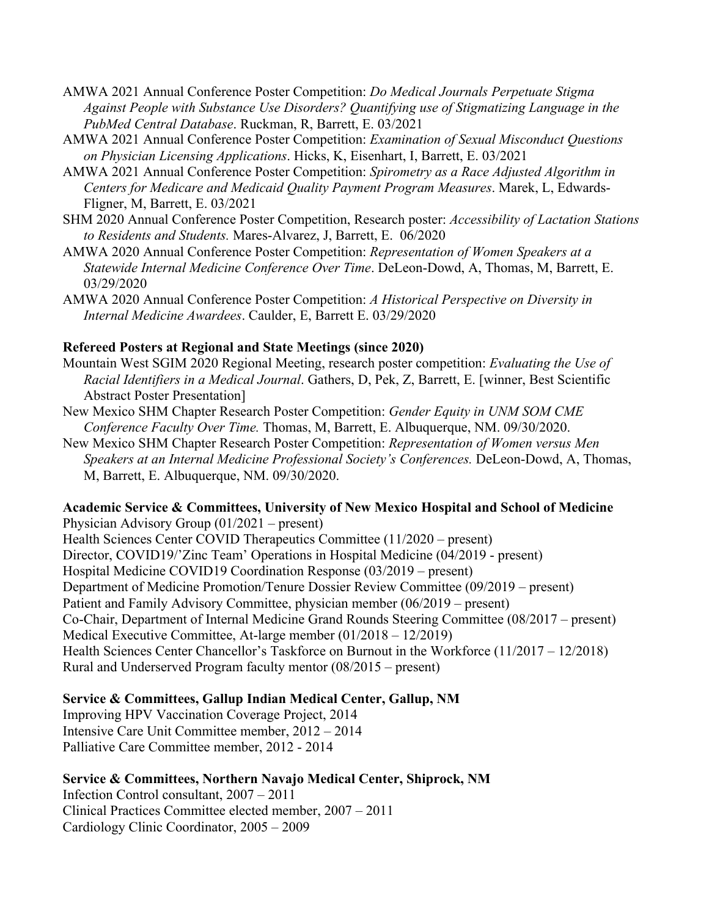AMWA 2021 Annual Conference Poster Competition: *Do Medical Journals Perpetuate Stigma Against People with Substance Use Disorders? Quantifying use of Stigmatizing Language in the PubMed Central Database*. Ruckman, R, Barrett, E. 03/2021

AMWA 2021 Annual Conference Poster Competition: *Examination of Sexual Misconduct Questions on Physician Licensing Applications*. Hicks, K, Eisenhart, I, Barrett, E. 03/2021

AMWA 2021 Annual Conference Poster Competition: *Spirometry as a Race Adjusted Algorithm in Centers for Medicare and Medicaid Quality Payment Program Measures*. Marek, L, Edwards-Fligner, M, Barrett, E. 03/2021

SHM 2020 Annual Conference Poster Competition, Research poster: *Accessibility of Lactation Stations to Residents and Students.* Mares-Alvarez, J, Barrett, E. 06/2020

AMWA 2020 Annual Conference Poster Competition: *Representation of Women Speakers at a Statewide Internal Medicine Conference Over Time*. DeLeon-Dowd, A, Thomas, M, Barrett, E. 03/29/2020

AMWA 2020 Annual Conference Poster Competition: *A Historical Perspective on Diversity in Internal Medicine Awardees*. Caulder, E, Barrett E. 03/29/2020

**Refereed Posters at Regional and State Meetings (since 2020)**

Mountain West SGIM 2020 Regional Meeting, research poster competition: *Evaluating the Use of Racial Identifiers in a Medical Journal*. Gathers, D, Pek, Z, Barrett, E. [winner, Best Scientific Abstract Poster Presentation]

New Mexico SHM Chapter Research Poster Competition: *Gender Equity in UNM SOM CME Conference Faculty Over Time.* Thomas, M, Barrett, E. Albuquerque, NM. 09/30/2020.

New Mexico SHM Chapter Research Poster Competition: *Representation of Women versus Men Speakers at an Internal Medicine Professional Society's Conferences.* DeLeon-Dowd, A, Thomas, M, Barrett, E. Albuquerque, NM. 09/30/2020.

**Academic Service & Committees, University of New Mexico Hospital and School of Medicine**

Physician Advisory Group (01/2021 – present)
Health Sciences Center COVID Therapeutics Committee (11/2020 – present)
Director, COVID19/'Zinc Team' Operations in Hospital Medicine (04/2019 - present)
Hospital Medicine COVID19 Coordination Response (03/2019 – present)
Department of Medicine Promotion/Tenure Dossier Review Committee (09/2019 – present)
Patient and Family Advisory Committee, physician member (06/2019 – present)
Co-Chair, Department of Internal Medicine Grand Rounds Steering Committee (08/2017 – present)
Medical Executive Committee, At-large member (01/2018 – 12/2019)
Health Sciences Center Chancellor's Taskforce on Burnout in the Workforce (11/2017 – 12/2018)
Rural and Underserved Program faculty mentor (08/2015 – present)

**Service & Committees, Gallup Indian Medical Center, Gallup, NM**

Improving HPV Vaccination Coverage Project, 2014
Intensive Care Unit Committee member, 2012 – 2014
Palliative Care Committee member, 2012 - 2014

**Service & Committees, Northern Navajo Medical Center, Shiprock, NM**

Infection Control consultant, 2007 – 2011
Clinical Practices Committee elected member, 2007 – 2011
Cardiology Clinic Coordinator, 2005 – 2009